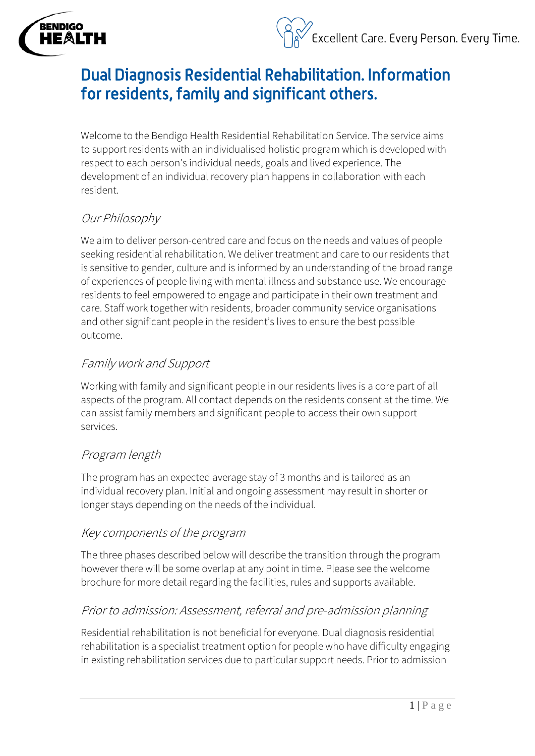# Dual Diagnosis Residential Rehabilitation. Information for residents, family and significant others.

Welcome to the Bendigo Health Residential Rehabilitation Service. The service aims to support residents with an individualised holistic program which is developed with respect to each person's individual needs, goals and lived experience. The development of an individual recovery plan happens in collaboration with each resident.

## *Our Philosophy*

We aim to deliver person-centred care and focus on the needs and values of people seeking residential rehabilitation. We deliver treatment and care to our residents that is sensitive to gender, culture and is informed by an understanding of the broad range of experiences of people living with mental illness and substance use. We encourage residents to feel empowered to engage and participate in their own treatment and care. Staff work together with residents, broader community service organisations and other significant people in the resident's lives to ensure the best possible outcome.

## *Family work and Support*

Working with family and significant people in our residents lives is a core part of all aspects of the program. All contact depends on the residents consent at the time. We can assist family members and significant people to access their own support services.

## *Program length*

The program has an expected average stay of 3 months and is tailored as an individual recovery plan. Initial and ongoing assessment may result in shorter or longer stays depending on the needs of the individual.

## *Key components of the program*

The three phases described below will describe the transition through the program however there will be some overlap at any point in time. Please see the welcome brochure for more detail regarding the facilities, rules and supports available.

## *Prior to admission: Assessment, referral and pre-admission planning*

Residential rehabilitation is not beneficial for everyone. Dual diagnosis residential rehabilitation is a specialist treatment option for people who have difficulty engaging in existing rehabilitation services due to particular support needs. Prior to admission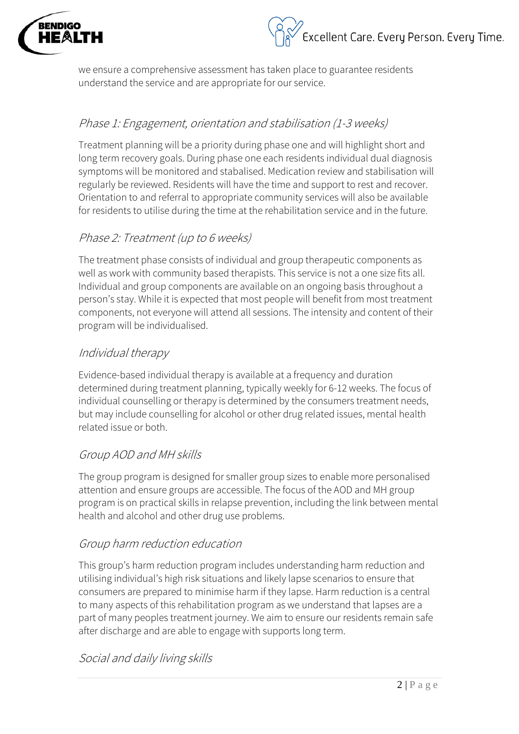we ensure a comprehensive assessment has taken place to guarantee residents understand the service and are appropriate for our service.

### *Phase 1: Engagement, orientation and stabilisation (1-3 weeks)*

Treatment planning will be a priority during phase one and will highlight short and long term recovery goals. During phase one each residents individual dual diagnosis symptoms will be monitored and stabalised. Medication review and stabilisation will regularly be reviewed. Residents will have the time and support to rest and recover. Orientation to and referral to appropriate community services will also be available for residents to utilise during the time at the rehabilitation service and in the future.

### *Phase 2: Treatment (up to 6 weeks)*

The treatment phase consists of individual and group therapeutic components as well as work with community based therapists. This service is not a one size fits all. Individual and group components are available on an ongoing basis throughout a person's stay. While it is expected that most people will benefit from most treatment components, not everyone will attend all sessions. The intensity and content of their program will be individualised.

### *Individual therapy*

Evidence-based individual therapy is available at a frequency and duration determined during treatment planning, typically weekly for 6-12 weeks. The focus of individual counselling or therapy is determined by the consumers treatment needs, but may include counselling for alcohol or other drug related issues, mental health related issue or both.

### *Group AOD and MH skills*

The group program is designed for smaller group sizes to enable more personalised attention and ensure groups are accessible. The focus of the AOD and MH group program is on practical skills in relapse prevention, including the link between mental health and alcohol and other drug use problems.

### *Group harm reduction education*

This group's harm reduction program includes understanding harm reduction and utilising individual's high risk situations and likely lapse scenarios to ensure that consumers are prepared to minimise harm if they lapse. Harm reduction is a central to many aspects of this rehabilitation program as we understand that lapses are a part of many peoples treatment journey. We aim to ensure our residents remain safe after discharge and are able to engage with supports long term.

### *Social and daily living skills*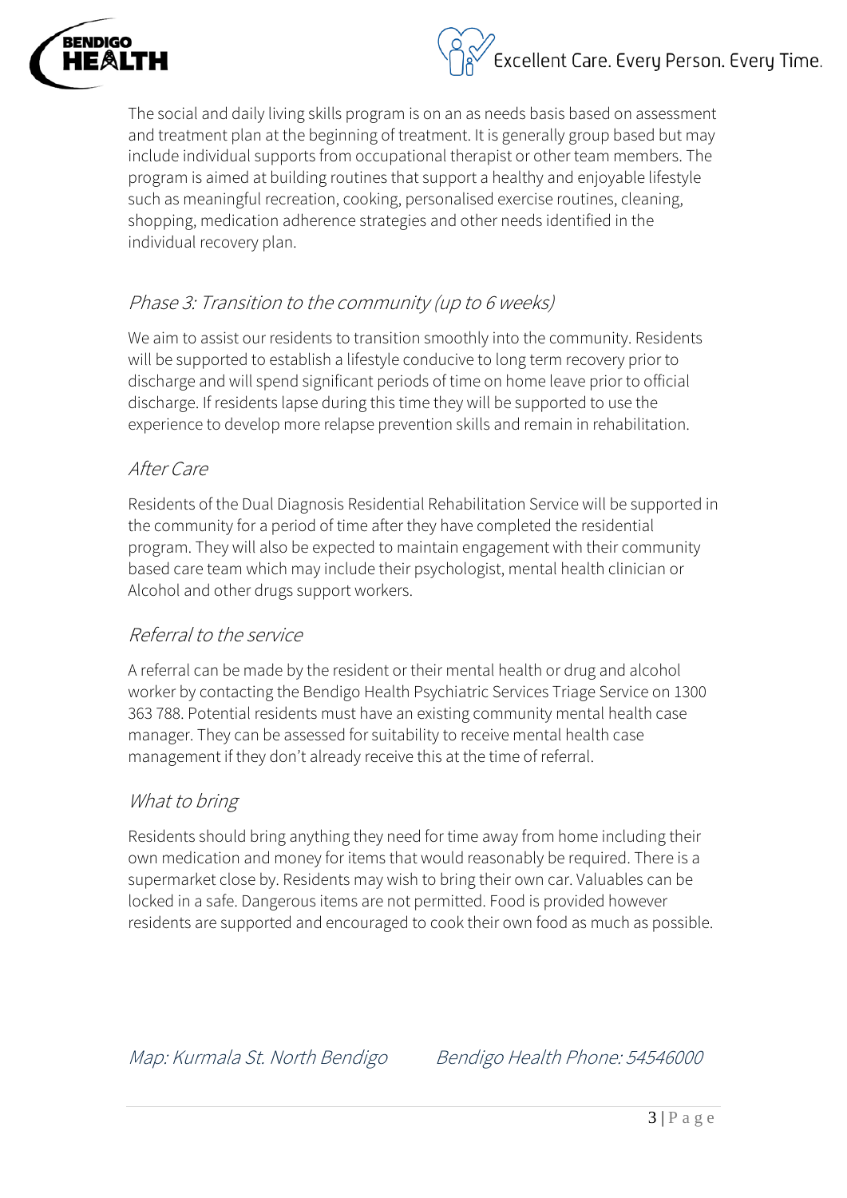The social and daily living skills program is on an as needs basis based on assessment and treatment plan at the beginning of treatment. It is generally group based but may include individual supports from occupational therapist or other team members. The program is aimed at building routines that support a healthy and enjoyable lifestyle such as meaningful recreation, cooking, personalised exercise routines, cleaning, shopping, medication adherence strategies and other needs identified in the individual recovery plan.

## *Phase 3: Transition to the community (up to 6 weeks)*

We aim to assist our residents to transition smoothly into the community. Residents will be supported to establish a lifestyle conducive to long term recovery prior to discharge and will spend significant periods of time on home leave prior to official discharge. If residents lapse during this time they will be supported to use the experience to develop more relapse prevention skills and remain in rehabilitation.

## *After Care*

Residents of the Dual Diagnosis Residential Rehabilitation Service will be supported in the community for a period of time after they have completed the residential program. They will also be expected to maintain engagement with their community based care team which may include their psychologist, mental health clinician or Alcohol and other drugs support workers.

## *Referral to the service*

A referral can be made by the resident or their mental health or drug and alcohol worker by contacting the Bendigo Health Psychiatric Services Triage Service on 1300 363 788. Potential residents must have an existing community mental health case manager. They can be assessed for suitability to receive mental health case management if they don't already receive this at the time of referral.

## *What to bring*

Residents should bring anything they need for time away from home including their own medication and money for items that would reasonably be required. There is a supermarket close by. Residents may wish to bring their own car. Valuables can be locked in a safe. Dangerous items are not permitted. Food is provided however residents are supported and encouraged to cook their own food as much as possible.

*Map: Kurmala St. North Bendigo*  *Bendigo Health Phone: 54546000*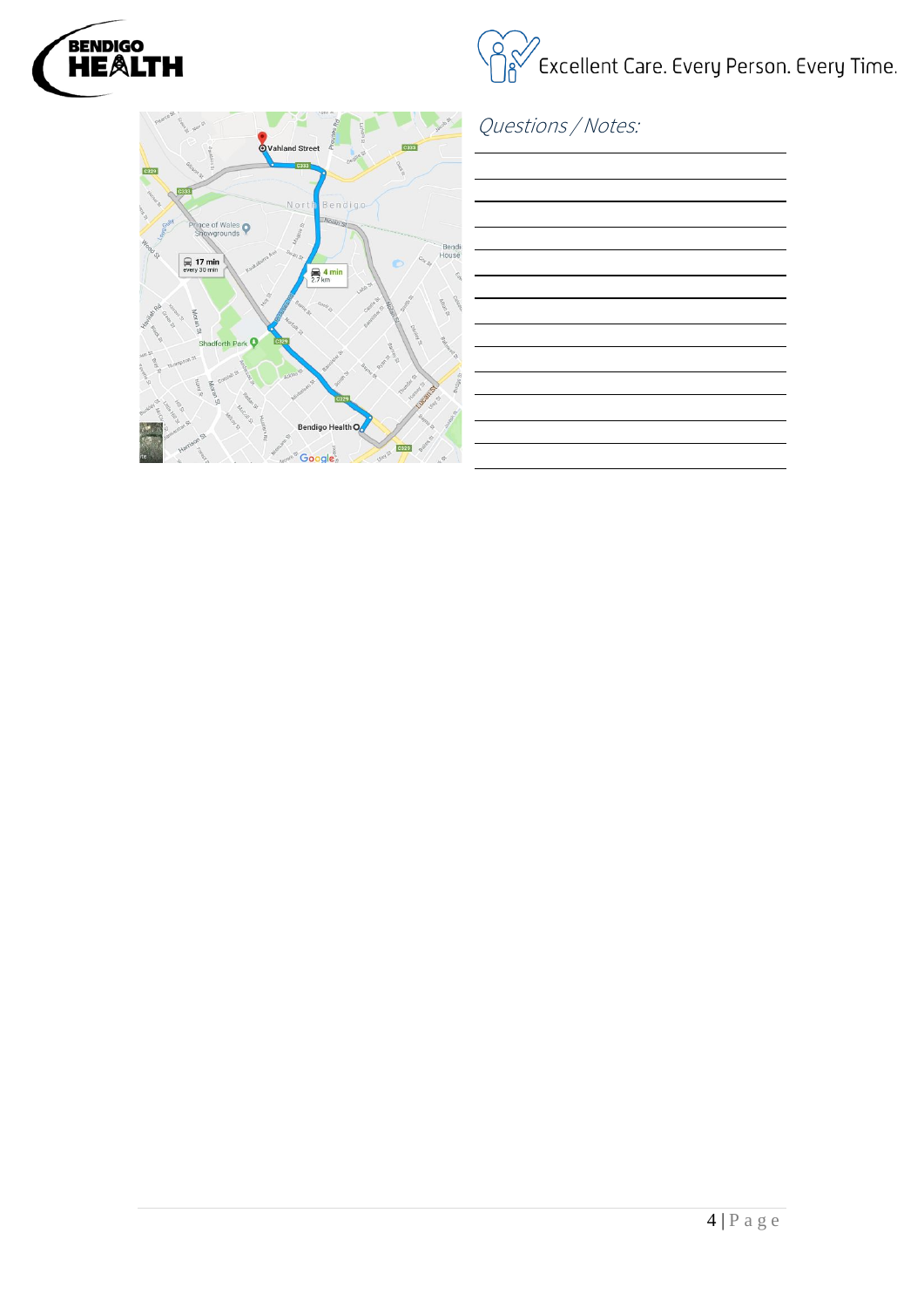Questions / Notes: